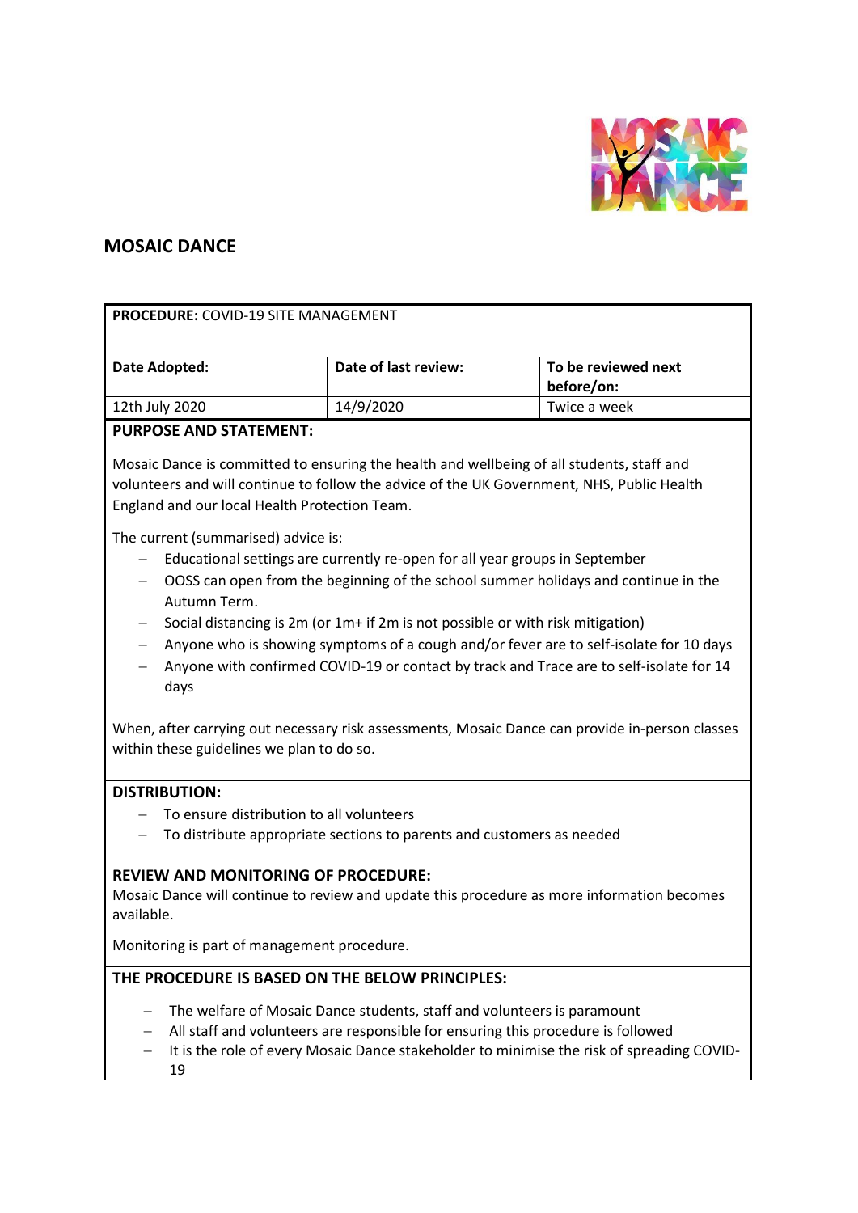## MOSAIC DANCE

**PROCEDURE:** COVID-19 SITE MANAGEMENT

| Date Adopted: | Date of last review: | To be reviewed next before/on: |
|---|---|---|
| 12th July 2020 | 14/9/2020 | Twice a week |

**PURPOSE AND STATEMENT:**

Mosaic Dance is committed to ensuring the health and wellbeing of all students, staff and volunteers and will continue to follow the advice of the UK Government, NHS, Public Health England and our local Health Protection Team.

The current (summarised) advice is:

- Educational settings are currently re-open for all year groups in September
- OOSS can open from the beginning of the school summer holidays and continue in the Autumn Term.
- Social distancing is 2m (or 1m+ if 2m is not possible or with risk mitigation)
- Anyone who is showing symptoms of a cough and/or fever are to self-isolate for 10 days
- Anyone with confirmed COVID-19 or contact by track and Trace are to self-isolate for 14 days

When, after carrying out necessary risk assessments, Mosaic Dance can provide in-person classes within these guidelines we plan to do so.

**DISTRIBUTION:**

- To ensure distribution to all volunteers
- To distribute appropriate sections to parents and customers as needed

**REVIEW AND MONITORING OF PROCEDURE:**

Mosaic Dance will continue to review and update this procedure as more information becomes available.

Monitoring is part of management procedure.

**THE PROCEDURE IS BASED ON THE BELOW PRINCIPLES:**

- The welfare of Mosaic Dance students, staff and volunteers is paramount
- All staff and volunteers are responsible for ensuring this procedure is followed
- It is the role of every Mosaic Dance stakeholder to minimise the risk of spreading COVID-19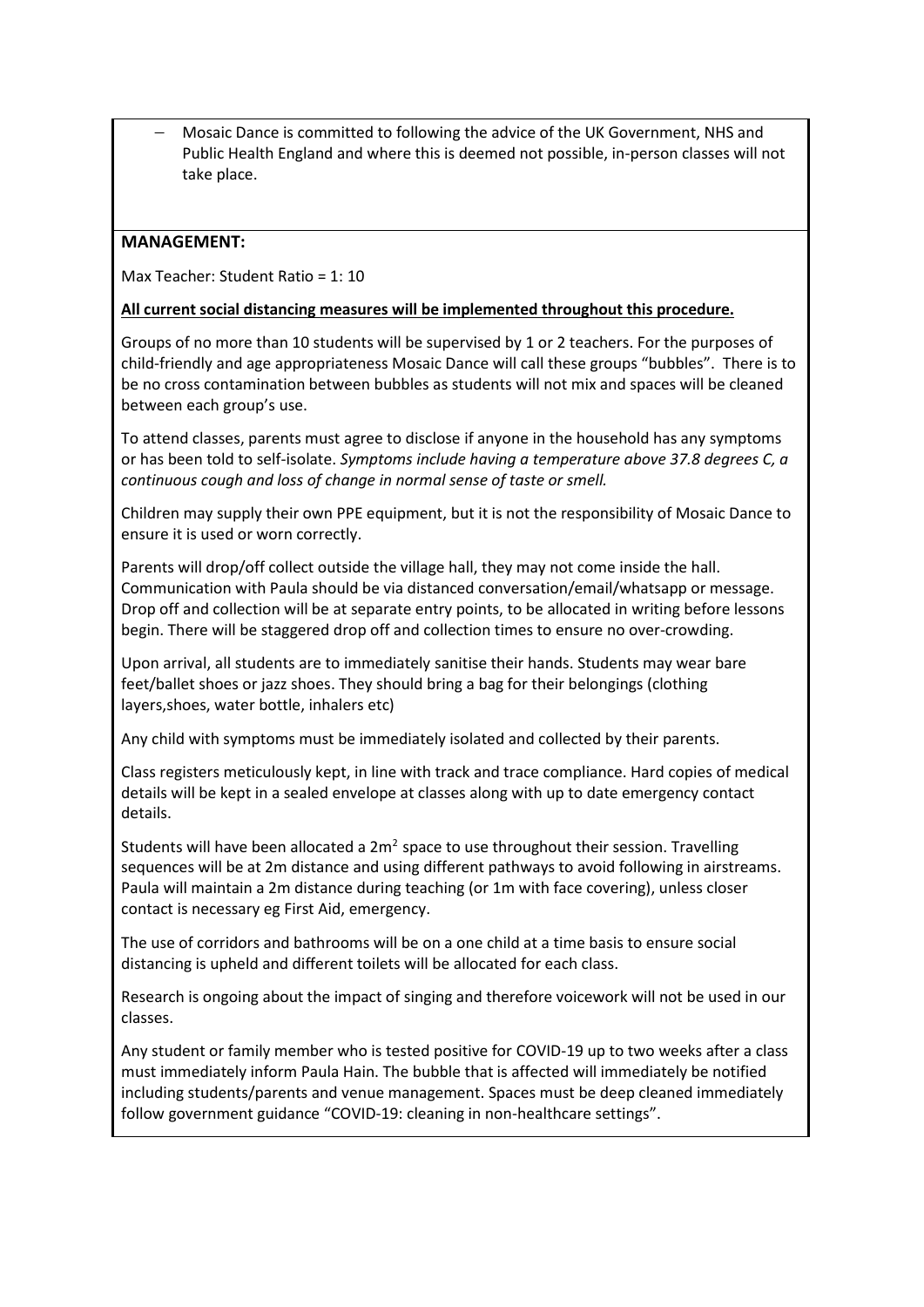- Mosaic Dance is committed to following the advice of the UK Government, NHS and Public Health England and where this is deemed not possible, in-person classes will not take place.

**MANAGEMENT:**

Max Teacher: Student Ratio = 1: 10

**All current social distancing measures will be implemented throughout this procedure.**

Groups of no more than 10 students will be supervised by 1 or 2 teachers. For the purposes of child-friendly and age appropriateness Mosaic Dance will call these groups "bubbles". There is to be no cross contamination between bubbles as students will not mix and spaces will be cleaned between each group's use.

To attend classes, parents must agree to disclose if anyone in the household has any symptoms or has been told to self-isolate. *Symptoms include having a temperature above 37.8 degrees C, a continuous cough and loss of change in normal sense of taste or smell.*

Children may supply their own PPE equipment, but it is not the responsibility of Mosaic Dance to ensure it is used or worn correctly.

Parents will drop/off collect outside the village hall, they may not come inside the hall. Communication with Paula should be via distanced conversation/email/whatsapp or message. Drop off and collection will be at separate entry points, to be allocated in writing before lessons begin. There will be staggered drop off and collection times to ensure no over-crowding.

Upon arrival, all students are to immediately sanitise their hands. Students may wear bare feet/ballet shoes or jazz shoes. They should bring a bag for their belongings (clothing layers,shoes, water bottle, inhalers etc)

Any child with symptoms must be immediately isolated and collected by their parents.

Class registers meticulously kept, in line with track and trace compliance. Hard copies of medical details will be kept in a sealed envelope at classes along with up to date emergency contact details.

Students will have been allocated a $2m^2$ space to use throughout their session. Travelling sequences will be at 2m distance and using different pathways to avoid following in airstreams. Paula will maintain a 2m distance during teaching (or 1m with face covering), unless closer contact is necessary eg First Aid, emergency.

The use of corridors and bathrooms will be on a one child at a time basis to ensure social distancing is upheld and different toilets will be allocated for each class.

Research is ongoing about the impact of singing and therefore voicework will not be used in our classes.

Any student or family member who is tested positive for COVID-19 up to two weeks after a class must immediately inform Paula Hain. The bubble that is affected will immediately be notified including students/parents and venue management. Spaces must be deep cleaned immediately follow government guidance "COVID-19: cleaning in non-healthcare settings".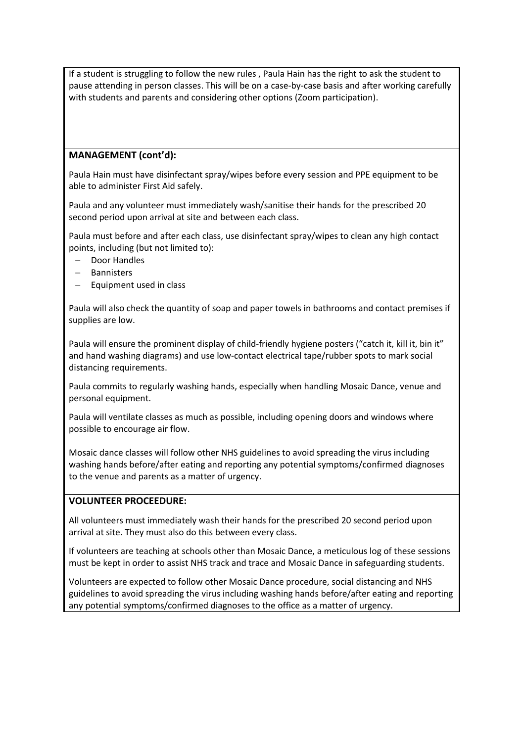If a student is struggling to follow the new rules , Paula Hain has the right to ask the student to pause attending in person classes. This will be on a case-by-case basis and after working carefully with students and parents and considering other options (Zoom participation).

**MANAGEMENT (cont'd):**

Paula Hain must have disinfectant spray/wipes before every session and PPE equipment to be able to administer First Aid safely.

Paula and any volunteer must immediately wash/sanitise their hands for the prescribed 20 second period upon arrival at site and between each class.

Paula must before and after each class, use disinfectant spray/wipes to clean any high contact points, including (but not limited to):

- Door Handles
- Bannisters
- Equipment used in class

Paula will also check the quantity of soap and paper towels in bathrooms and contact premises if supplies are low.

Paula will ensure the prominent display of child-friendly hygiene posters ("catch it, kill it, bin it" and hand washing diagrams) and use low-contact electrical tape/rubber spots to mark social distancing requirements.

Paula commits to regularly washing hands, especially when handling Mosaic Dance, venue and personal equipment.

Paula will ventilate classes as much as possible, including opening doors and windows where possible to encourage air flow.

Mosaic dance classes will follow other NHS guidelines to avoid spreading the virus including washing hands before/after eating and reporting any potential symptoms/confirmed diagnoses to the venue and parents as a matter of urgency.

**VOLUNTEER PROCEEDURE:**

All volunteers must immediately wash their hands for the prescribed 20 second period upon arrival at site. They must also do this between every class.

If volunteers are teaching at schools other than Mosaic Dance, a meticulous log of these sessions must be kept in order to assist NHS track and trace and Mosaic Dance in safeguarding students.

Volunteers are expected to follow other Mosaic Dance procedure, social distancing and NHS guidelines to avoid spreading the virus including washing hands before/after eating and reporting any potential symptoms/confirmed diagnoses to the office as a matter of urgency.